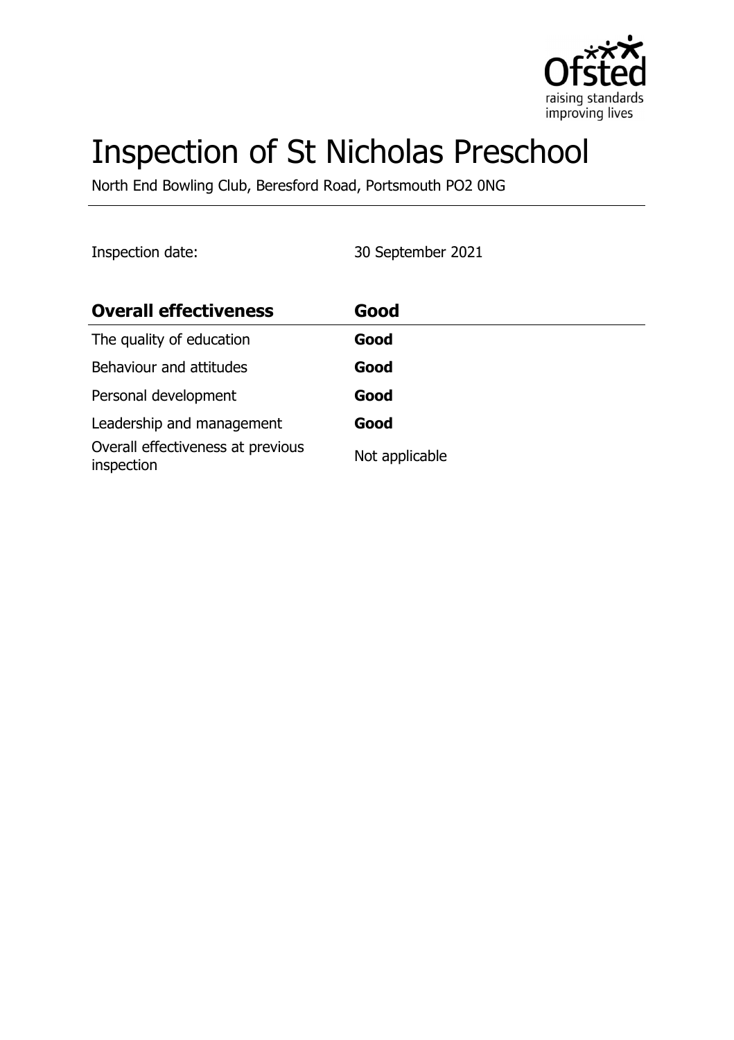# Inspection of St Nicholas Preschool

North End Bowling Club, Beresford Road, Portsmouth PO2 0NG

Inspection date: 30 September 2021

| **Overall effectiveness** | **Good** |
| --- | --- |
| The quality of education | **Good** |
| Behaviour and attitudes | **Good** |
| Personal development | **Good** |
| Leadership and management | **Good** |
| Overall effectiveness at previous inspection | Not applicable |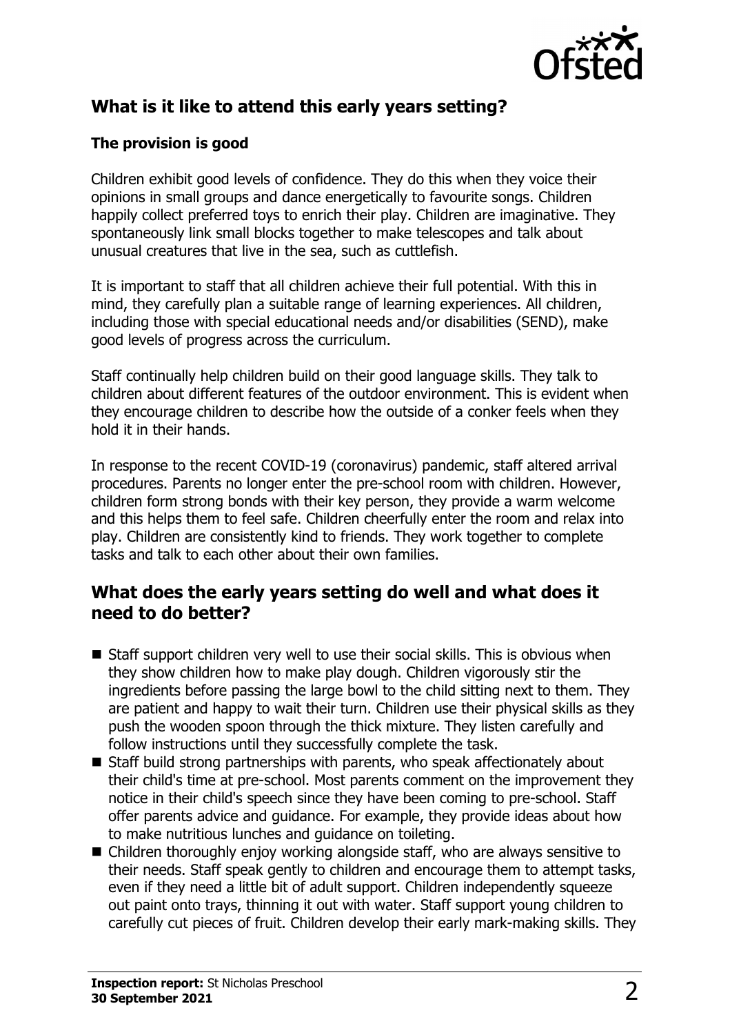## What is it like to attend this early years setting?

### The provision is good

Children exhibit good levels of confidence. They do this when they voice their opinions in small groups and dance energetically to favourite songs. Children happily collect preferred toys to enrich their play. Children are imaginative. They spontaneously link small blocks together to make telescopes and talk about unusual creatures that live in the sea, such as cuttlefish.

It is important to staff that all children achieve their full potential. With this in mind, they carefully plan a suitable range of learning experiences. All children, including those with special educational needs and/or disabilities (SEND), make good levels of progress across the curriculum.

Staff continually help children build on their good language skills. They talk to children about different features of the outdoor environment. This is evident when they encourage children to describe how the outside of a conker feels when they hold it in their hands.

In response to the recent COVID-19 (coronavirus) pandemic, staff altered arrival procedures. Parents no longer enter the pre-school room with children. However, children form strong bonds with their key person, they provide a warm welcome and this helps them to feel safe. Children cheerfully enter the room and relax into play. Children are consistently kind to friends. They work together to complete tasks and talk to each other about their own families.

## What does the early years setting do well and what does it need to do better?

- Staff support children very well to use their social skills. This is obvious when they show children how to make play dough. Children vigorously stir the ingredients before passing the large bowl to the child sitting next to them. They are patient and happy to wait their turn. Children use their physical skills as they push the wooden spoon through the thick mixture. They listen carefully and follow instructions until they successfully complete the task.
- Staff build strong partnerships with parents, who speak affectionately about their child's time at pre-school. Most parents comment on the improvement they notice in their child's speech since they have been coming to pre-school. Staff offer parents advice and guidance. For example, they provide ideas about how to make nutritious lunches and guidance on toileting.
- Children thoroughly enjoy working alongside staff, who are always sensitive to their needs. Staff speak gently to children and encourage them to attempt tasks, even if they need a little bit of adult support. Children independently squeeze out paint onto trays, thinning it out with water. Staff support young children to carefully cut pieces of fruit. Children develop their early mark-making skills. They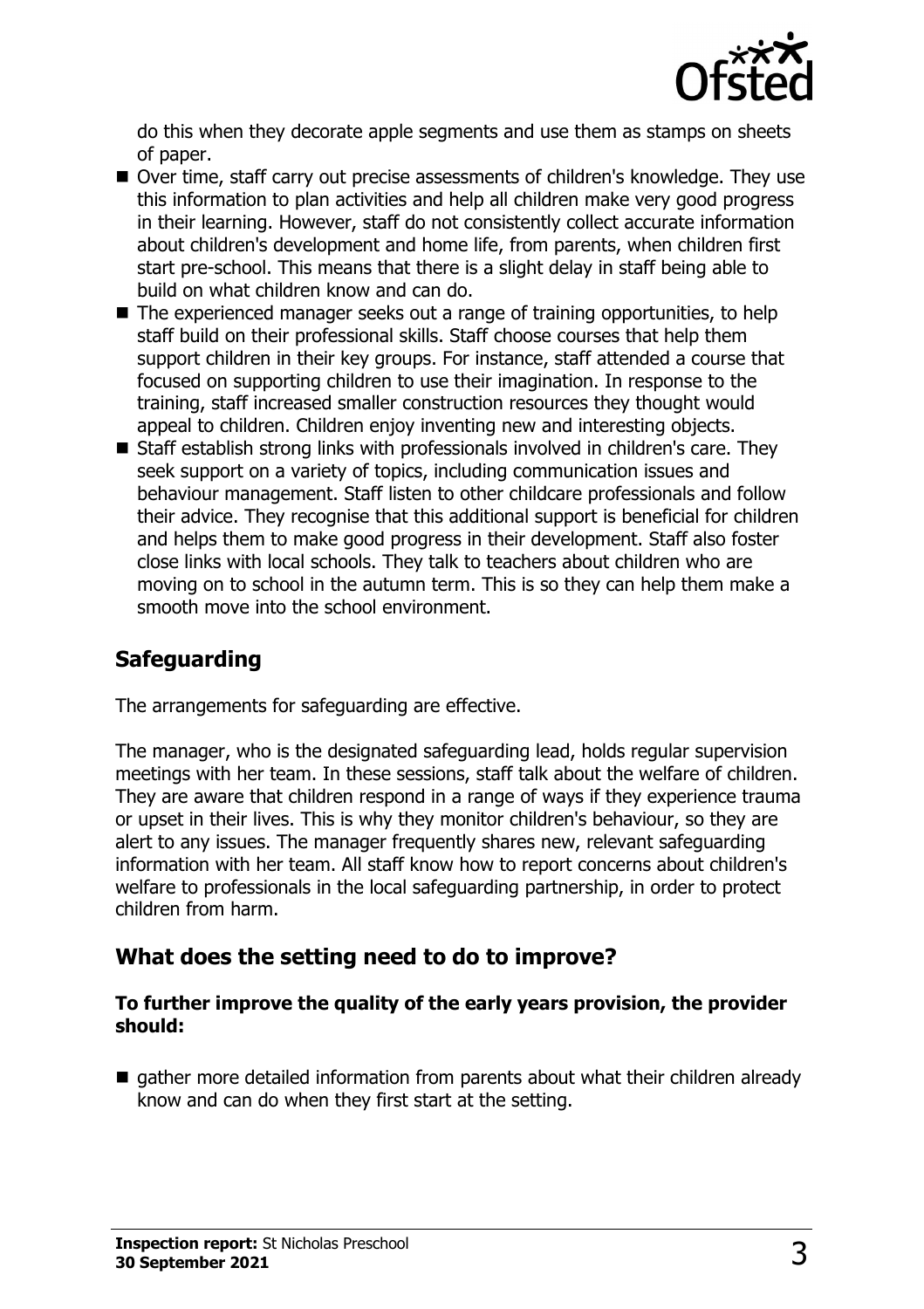do this when they decorate apple segments and use them as stamps on sheets of paper.

- Over time, staff carry out precise assessments of children's knowledge. They use this information to plan activities and help all children make very good progress in their learning. However, staff do not consistently collect accurate information about children's development and home life, from parents, when children first start pre-school. This means that there is a slight delay in staff being able to build on what children know and can do.
- The experienced manager seeks out a range of training opportunities, to help staff build on their professional skills. Staff choose courses that help them support children in their key groups. For instance, staff attended a course that focused on supporting children to use their imagination. In response to the training, staff increased smaller construction resources they thought would appeal to children. Children enjoy inventing new and interesting objects.
- Staff establish strong links with professionals involved in children's care. They seek support on a variety of topics, including communication issues and behaviour management. Staff listen to other childcare professionals and follow their advice. They recognise that this additional support is beneficial for children and helps them to make good progress in their development. Staff also foster close links with local schools. They talk to teachers about children who are moving on to school in the autumn term. This is so they can help them make a smooth move into the school environment.

## Safeguarding

The arrangements for safeguarding are effective.

The manager, who is the designated safeguarding lead, holds regular supervision meetings with her team. In these sessions, staff talk about the welfare of children. They are aware that children respond in a range of ways if they experience trauma or upset in their lives. This is why they monitor children's behaviour, so they are alert to any issues. The manager frequently shares new, relevant safeguarding information with her team. All staff know how to report concerns about children's welfare to professionals in the local safeguarding partnership, in order to protect children from harm.

## What does the setting need to do to improve?

**To further improve the quality of the early years provision, the provider should:**

- gather more detailed information from parents about what their children already know and can do when they first start at the setting.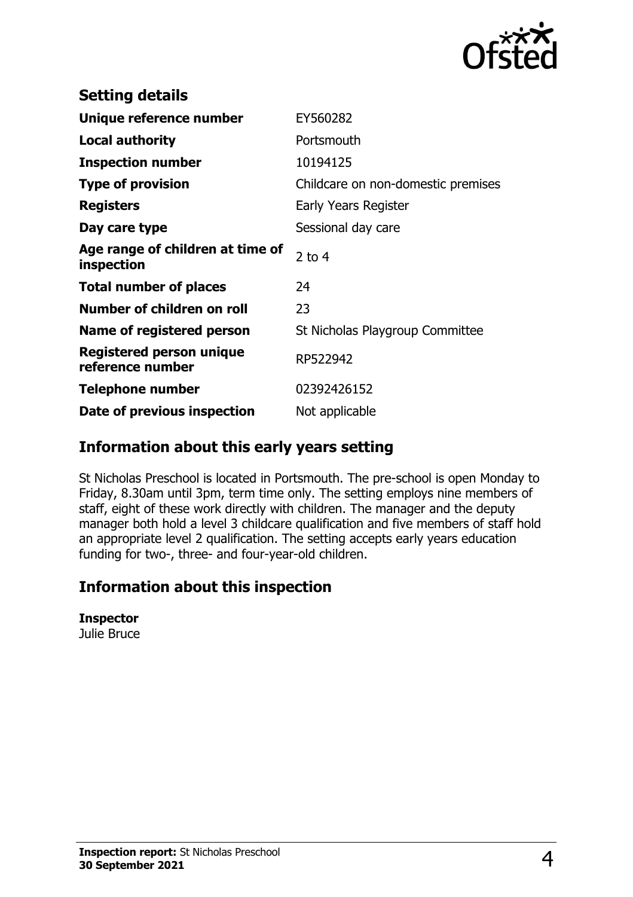## Setting details

| | |
|---|---|
| **Unique reference number** | EY560282 |
| **Local authority** | Portsmouth |
| **Inspection number** | 10194125 |
| **Type of provision** | Childcare on non-domestic premises |
| **Registers** | Early Years Register |
| **Day care type** | Sessional day care |
| **Age range of children at time of inspection** | 2 to 4 |
| **Total number of places** | 24 |
| **Number of children on roll** | 23 |
| **Name of registered person** | St Nicholas Playgroup Committee |
| **Registered person unique reference number** | RP522942 |
| **Telephone number** | 02392426152 |
| **Date of previous inspection** | Not applicable |

## Information about this early years setting

St Nicholas Preschool is located in Portsmouth. The pre-school is open Monday to Friday, 8.30am until 3pm, term time only. The setting employs nine members of staff, eight of these work directly with children. The manager and the deputy manager both hold a level 3 childcare qualification and five members of staff hold an appropriate level 2 qualification. The setting accepts early years education funding for two-, three- and four-year-old children.

## Information about this inspection

**Inspector**
Julie Bruce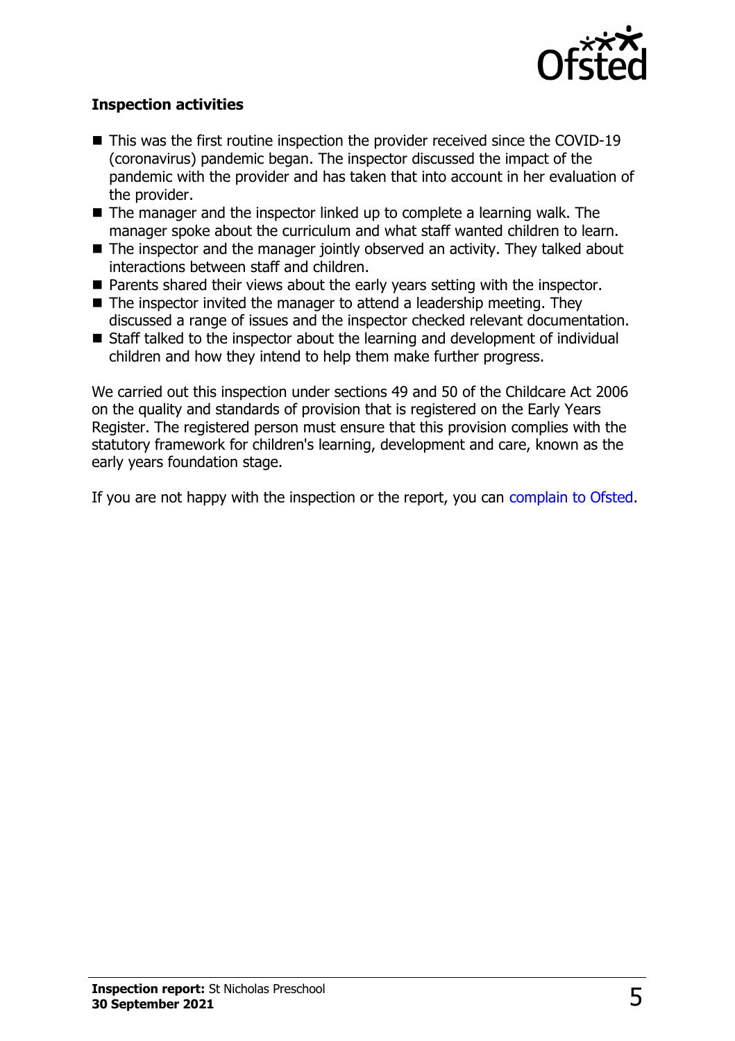### Inspection activities

- This was the first routine inspection the provider received since the COVID-19 (coronavirus) pandemic began. The inspector discussed the impact of the pandemic with the provider and has taken that into account in her evaluation of the provider.
- The manager and the inspector linked up to complete a learning walk. The manager spoke about the curriculum and what staff wanted children to learn.
- The inspector and the manager jointly observed an activity. They talked about interactions between staff and children.
- Parents shared their views about the early years setting with the inspector.
- The inspector invited the manager to attend a leadership meeting. They discussed a range of issues and the inspector checked relevant documentation.
- Staff talked to the inspector about the learning and development of individual children and how they intend to help them make further progress.

We carried out this inspection under sections 49 and 50 of the Childcare Act 2006 on the quality and standards of provision that is registered on the Early Years Register. The registered person must ensure that this provision complies with the statutory framework for children's learning, development and care, known as the early years foundation stage.

If you are not happy with the inspection or the report, you can complain to Ofsted.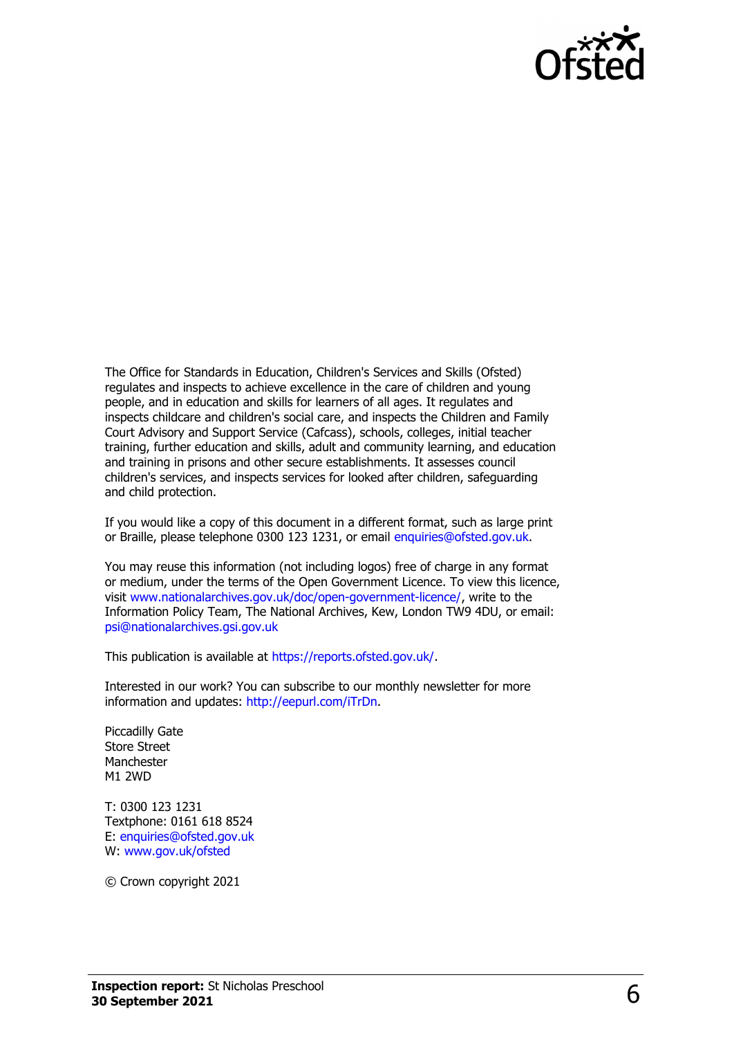The Office for Standards in Education, Children's Services and Skills (Ofsted) regulates and inspects to achieve excellence in the care of children and young people, and in education and skills for learners of all ages. It regulates and inspects childcare and children's social care, and inspects the Children and Family Court Advisory and Support Service (Cafcass), schools, colleges, initial teacher training, further education and skills, adult and community learning, and education and training in prisons and other secure establishments. It assesses council children's services, and inspects services for looked after children, safeguarding and child protection.

If you would like a copy of this document in a different format, such as large print or Braille, please telephone 0300 123 1231, or email enquiries@ofsted.gov.uk.

You may reuse this information (not including logos) free of charge in any format or medium, under the terms of the Open Government Licence. To view this licence, visit www.nationalarchives.gov.uk/doc/open-government-licence/, write to the Information Policy Team, The National Archives, Kew, London TW9 4DU, or email: psi@nationalarchives.gsi.gov.uk

This publication is available at https://reports.ofsted.gov.uk/.

Interested in our work? You can subscribe to our monthly newsletter for more information and updates: http://eepurl.com/iTrDn.

Piccadilly Gate
Store Street
Manchester
M1 2WD

T: 0300 123 1231
Textphone: 0161 618 8524
E: enquiries@ofsted.gov.uk
W: www.gov.uk/ofsted

© Crown copyright 2021